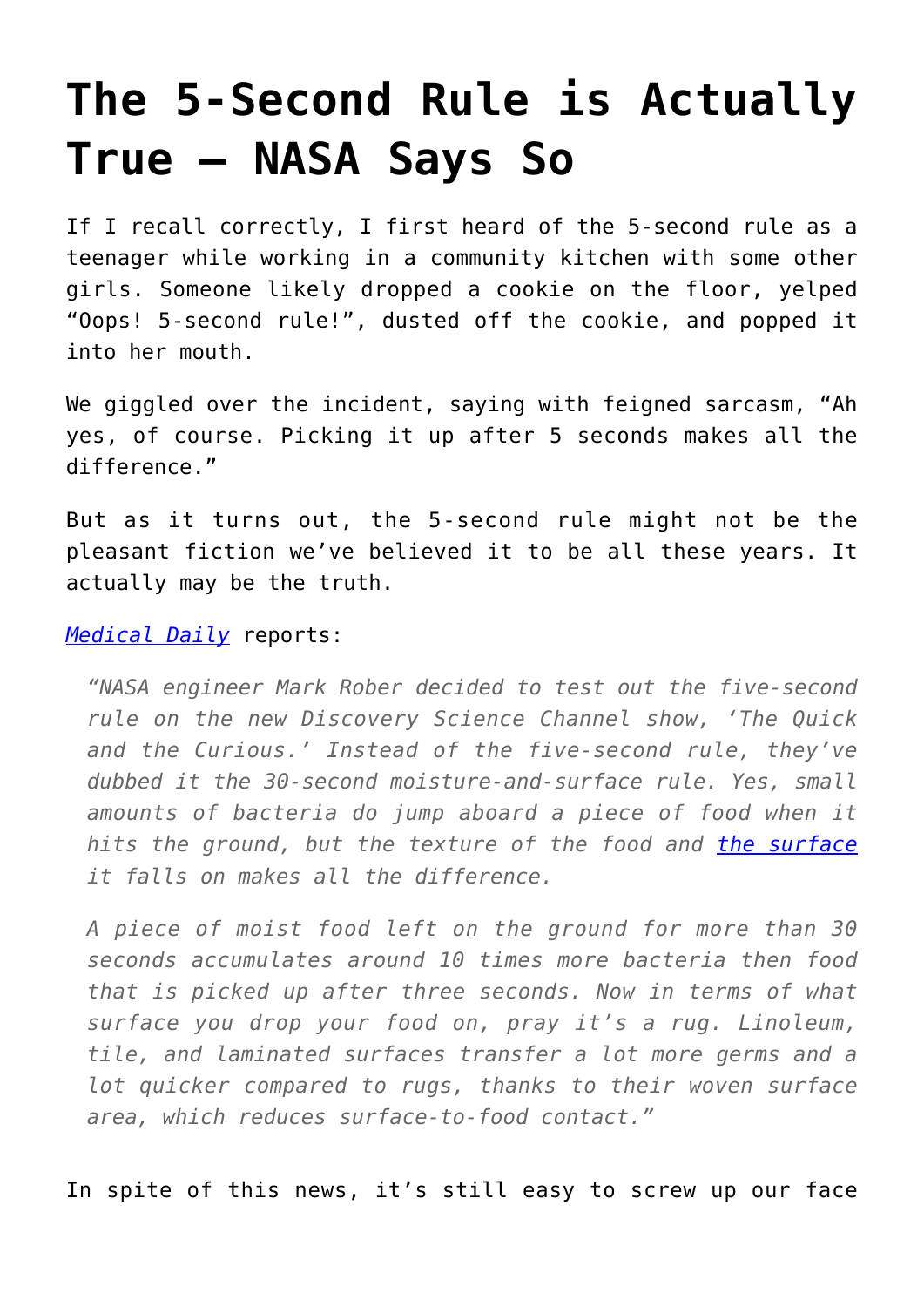# The 5-Second Rule is Actually True – NASA Says So

If I recall correctly, I first heard of the 5-second rule as a teenager while working in a community kitchen with some other girls. Someone likely dropped a cookie on the floor, yelped "Oops! 5-second rule!", dusted off the cookie, and popped it into her mouth.

We giggled over the incident, saying with feigned sarcasm, "Ah yes, of course. Picking it up after 5 seconds makes all the difference."

But as it turns out, the 5-second rule might not be the pleasant fiction we've believed it to be all these years. It actually may be the truth.

[*Medical Daily*]() reports:

> *"NASA engineer Mark Rober decided to test out the five-second rule on the new Discovery Science Channel show, 'The Quick and the Curious.' Instead of the five-second rule, they've dubbed it the 30-second moisture-and-surface rule. Yes, small amounts of bacteria do jump aboard a piece of food when it hits the ground, but the texture of the food and [the surface]() it falls on makes all the difference.*
>
> *A piece of moist food left on the ground for more than 30 seconds accumulates around 10 times more bacteria then food that is picked up after three seconds. Now in terms of what surface you drop your food on, pray it's a rug. Linoleum, tile, and laminated surfaces transfer a lot more germs and a lot quicker compared to rugs, thanks to their woven surface area, which reduces surface-to-food contact."*

In spite of this news, it's still easy to screw up our face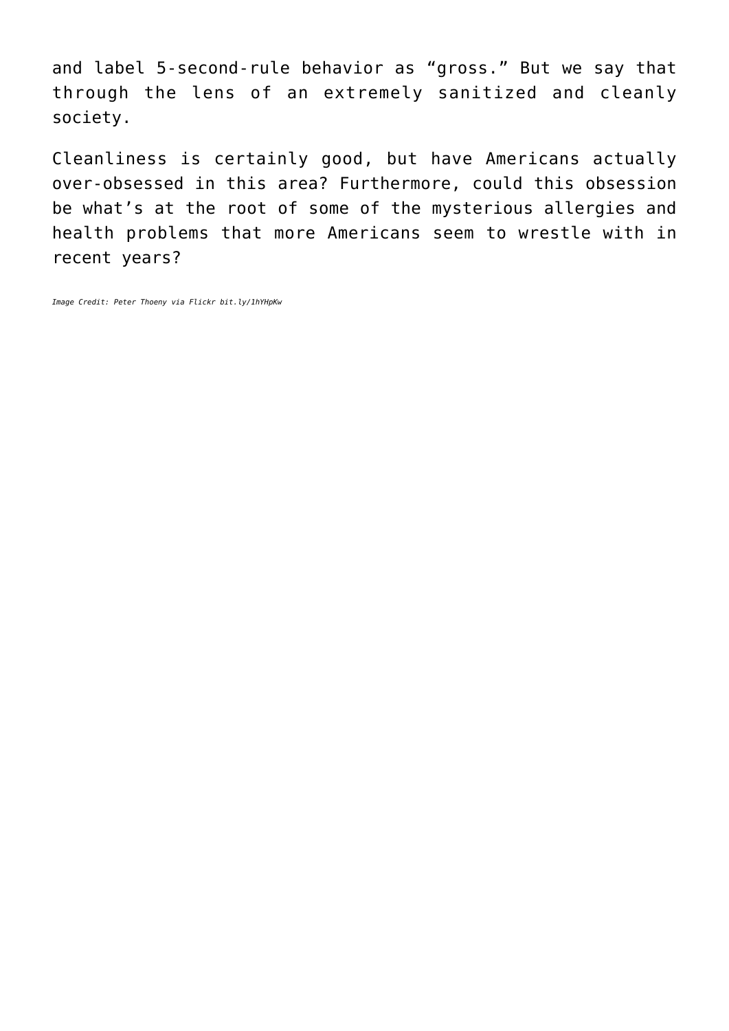and label 5-second-rule behavior as "gross." But we say that through the lens of an extremely sanitized and cleanly society.

Cleanliness is certainly good, but have Americans actually over-obsessed in this area? Furthermore, could this obsession be what's at the root of some of the mysterious allergies and health problems that more Americans seem to wrestle with in recent years?

*Image Credit: Peter Thoeny via Flickr bit.ly/1hYHpKw*